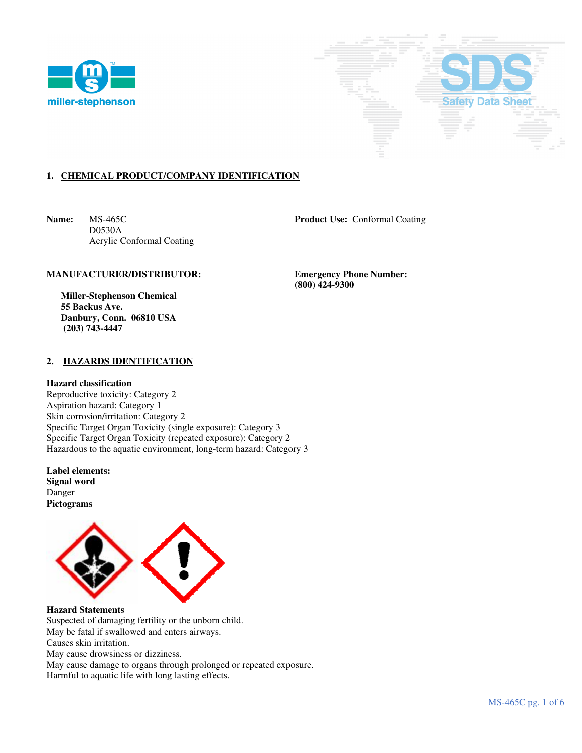## 1. CHEMICAL PRODUCT/COMPANY IDENTIFICATION

**Name:** MS-465C
D0530A
Acrylic Conformal Coating

**Product Use:** Conformal Coating

**MANUFACTURER/DISTRIBUTOR:**

**Miller-Stephenson Chemical**
**55 Backus Ave.**
**Danbury, Conn. 06810 USA**
**(203) 743-4447**

**Emergency Phone Number:**
**(800) 424-9300**

## 2. HAZARDS IDENTIFICATION

**Hazard classification**
Reproductive toxicity: Category 2
Aspiration hazard: Category 1
Skin corrosion/irritation: Category 2
Specific Target Organ Toxicity (single exposure): Category 3
Specific Target Organ Toxicity (repeated exposure): Category 2
Hazardous to the aquatic environment, long-term hazard: Category 3

**Label elements:**
**Signal word**
Danger
**Pictograms**

**Hazard Statements**
Suspected of damaging fertility or the unborn child.
May be fatal if swallowed and enters airways.
Causes skin irritation.
May cause drowsiness or dizziness.
May cause damage to organs through prolonged or repeated exposure.
Harmful to aquatic life with long lasting effects.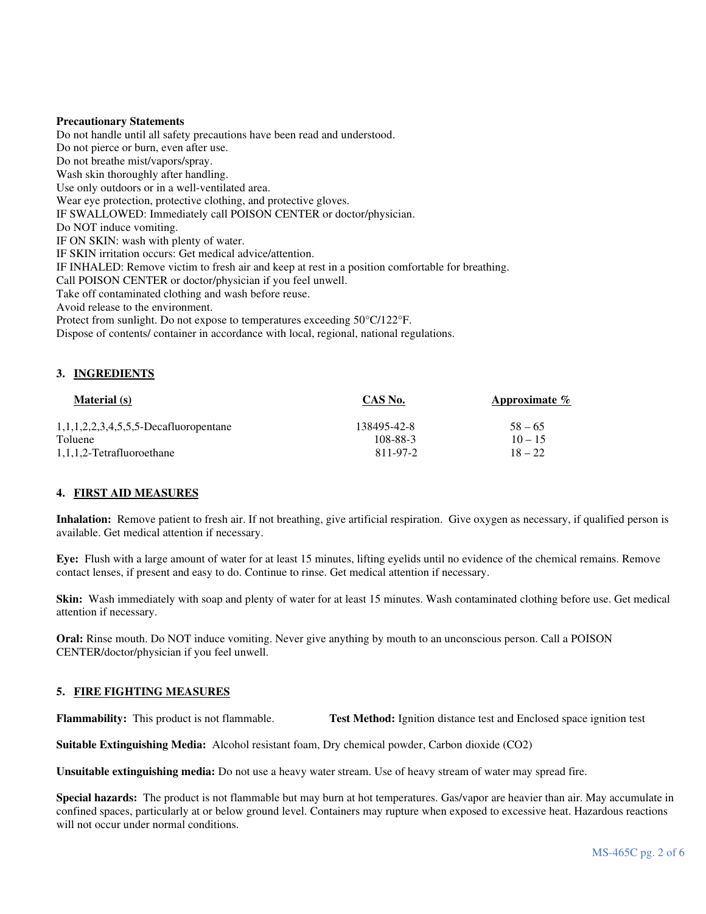**Precautionary Statements**

Do not handle until all safety precautions have been read and understood.
Do not pierce or burn, even after use.
Do not breathe mist/vapors/spray.
Wash skin thoroughly after handling.
Use only outdoors or in a well-ventilated area.
Wear eye protection, protective clothing, and protective gloves.
IF SWALLOWED: Immediately call POISON CENTER or doctor/physician.
Do NOT induce vomiting.
IF ON SKIN: wash with plenty of water.
IF SKIN irritation occurs: Get medical advice/attention.
IF INHALED: Remove victim to fresh air and keep at rest in a position comfortable for breathing.
Call POISON CENTER or doctor/physician if you feel unwell.
Take off contaminated clothing and wash before reuse.
Avoid release to the environment.
Protect from sunlight. Do not expose to temperatures exceeding 50°C/122°F.
Dispose of contents/ container in accordance with local, regional, national regulations.

## 3. INGREDIENTS

| Material (s) | CAS No. | Approximate % |
|---|---|---|
| 1,1,1,2,2,3,4,5,5,5-Decafluoropentane | 138495-42-8 | 58 – 65 |
| Toluene | 108-88-3 | 10 – 15 |
| 1,1,1,2-Tetrafluoroethane | 811-97-2 | 18 – 22 |

## 4. FIRST AID MEASURES

**Inhalation:** Remove patient to fresh air. If not breathing, give artificial respiration. Give oxygen as necessary, if qualified person is available. Get medical attention if necessary.

**Eye:** Flush with a large amount of water for at least 15 minutes, lifting eyelids until no evidence of the chemical remains. Remove contact lenses, if present and easy to do. Continue to rinse. Get medical attention if necessary.

**Skin:** Wash immediately with soap and plenty of water for at least 15 minutes. Wash contaminated clothing before use. Get medical attention if necessary.

**Oral:** Rinse mouth. Do NOT induce vomiting. Never give anything by mouth to an unconscious person. Call a POISON CENTER/doctor/physician if you feel unwell.

## 5. FIRE FIGHTING MEASURES

**Flammability:** This product is not flammable. **Test Method:** Ignition distance test and Enclosed space ignition test

**Suitable Extinguishing Media:** Alcohol resistant foam, Dry chemical powder, Carbon dioxide ($CO_2$)

**Unsuitable extinguishing media:** Do not use a heavy water stream. Use of heavy stream of water may spread fire.

**Special hazards:** The product is not flammable but may burn at hot temperatures. Gas/vapor are heavier than air. May accumulate in confined spaces, particularly at or below ground level. Containers may rupture when exposed to excessive heat. Hazardous reactions will not occur under normal conditions.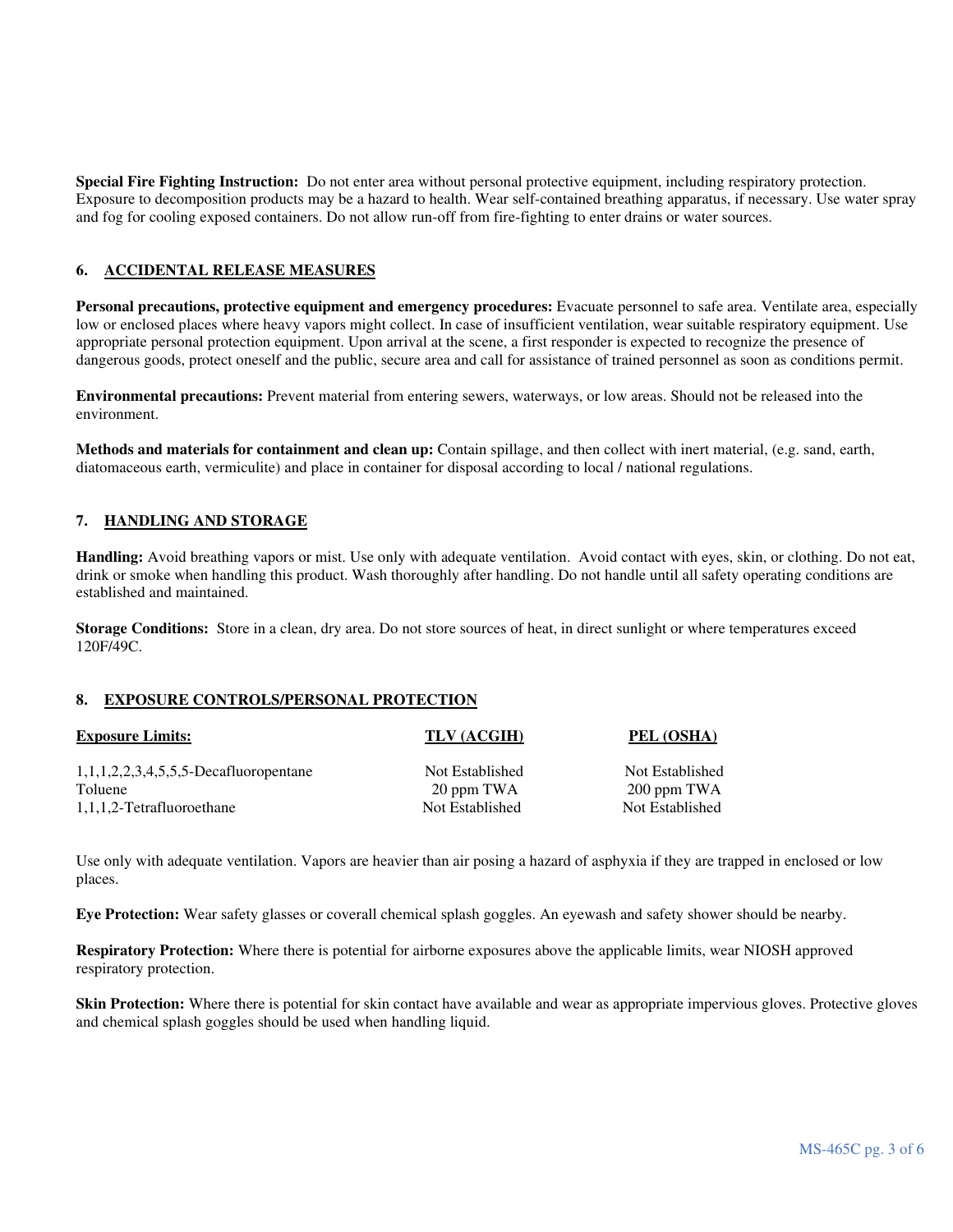**Special Fire Fighting Instruction:** Do not enter area without personal protective equipment, including respiratory protection. Exposure to decomposition products may be a hazard to health. Wear self-contained breathing apparatus, if necessary. Use water spray and fog for cooling exposed containers. Do not allow run-off from fire-fighting to enter drains or water sources.

## 6. ACCIDENTAL RELEASE MEASURES

**Personal precautions, protective equipment and emergency procedures:** Evacuate personnel to safe area. Ventilate area, especially low or enclosed places where heavy vapors might collect. In case of insufficient ventilation, wear suitable respiratory equipment. Use appropriate personal protection equipment. Upon arrival at the scene, a first responder is expected to recognize the presence of dangerous goods, protect oneself and the public, secure area and call for assistance of trained personnel as soon as conditions permit.

**Environmental precautions:** Prevent material from entering sewers, waterways, or low areas. Should not be released into the environment.

**Methods and materials for containment and clean up:** Contain spillage, and then collect with inert material, (e.g. sand, earth, diatomaceous earth, vermiculite) and place in container for disposal according to local / national regulations.

## 7. HANDLING AND STORAGE

**Handling:** Avoid breathing vapors or mist. Use only with adequate ventilation. Avoid contact with eyes, skin, or clothing. Do not eat, drink or smoke when handling this product. Wash thoroughly after handling. Do not handle until all safety operating conditions are established and maintained.

**Storage Conditions:** Store in a clean, dry area. Do not store sources of heat, in direct sunlight or where temperatures exceed 120F/49C.

## 8. EXPOSURE CONTROLS/PERSONAL PROTECTION

| Exposure Limits: | TLV (ACGIH) | PEL (OSHA) |
|---|---|---|
| 1,1,1,2,2,3,4,5,5,5-Decafluoropentane | Not Established | Not Established |
| Toluene | 20 ppm TWA | 200 ppm TWA |
| 1,1,1,2-Tetrafluoroethane | Not Established | Not Established |

Use only with adequate ventilation. Vapors are heavier than air posing a hazard of asphyxia if they are trapped in enclosed or low places.

**Eye Protection:** Wear safety glasses or coverall chemical splash goggles. An eyewash and safety shower should be nearby.

**Respiratory Protection:** Where there is potential for airborne exposures above the applicable limits, wear NIOSH approved respiratory protection.

**Skin Protection:** Where there is potential for skin contact have available and wear as appropriate impervious gloves. Protective gloves and chemical splash goggles should be used when handling liquid.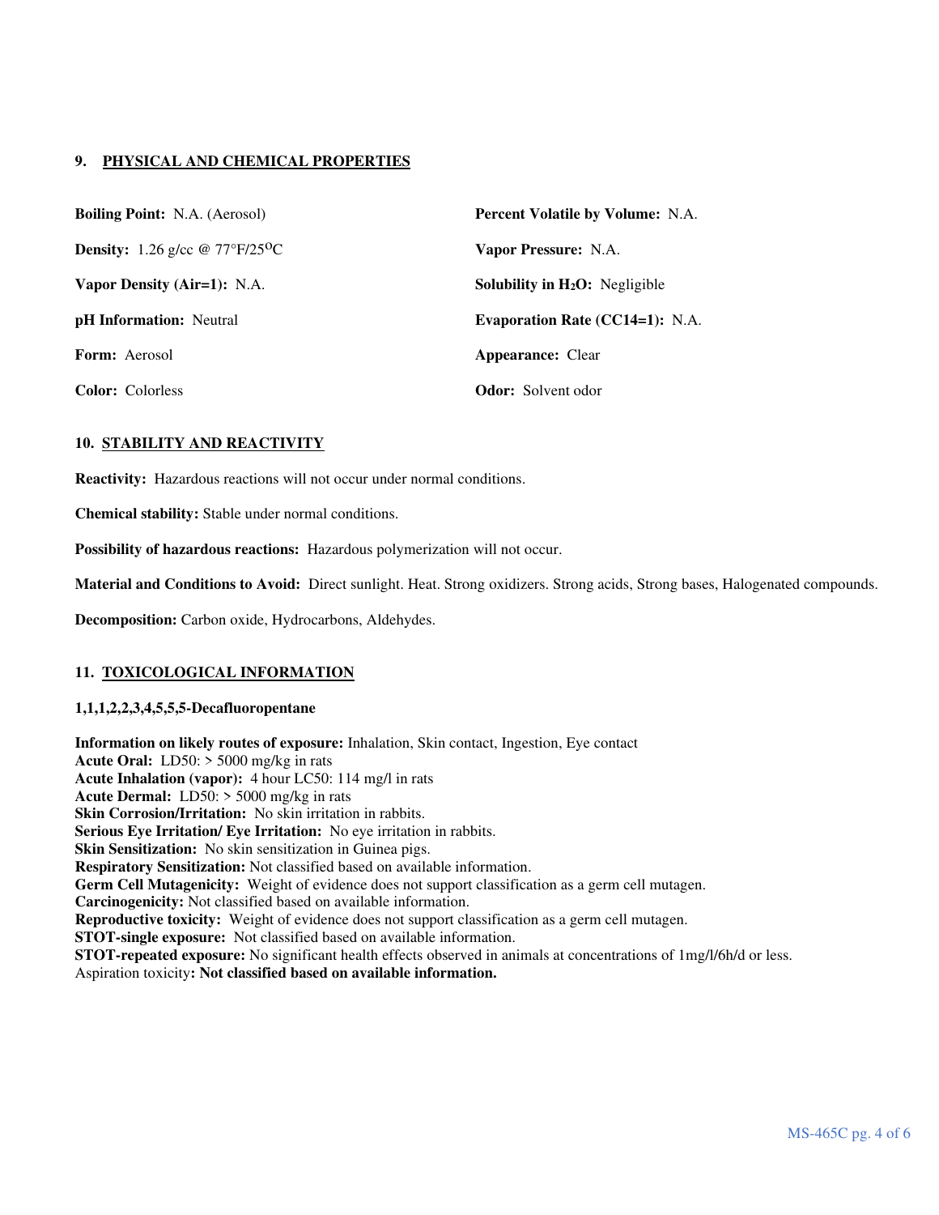## 9. PHYSICAL AND CHEMICAL PROPERTIES

**Boiling Point:** N.A. (Aerosol)

**Percent Volatile by Volume:** N.A.

**Density:** 1.26 g/cc @ 77°F/25°C

**Vapor Pressure:** N.A.

**Vapor Density (Air=1):** N.A.

**Solubility in $H_2O$:** Negligible

**pH Information:** Neutral

**Evaporation Rate (CC14=1):** N.A.

**Form:** Aerosol

**Appearance:** Clear

**Color:** Colorless

**Odor:** Solvent odor

## 10. STABILITY AND REACTIVITY

**Reactivity:** Hazardous reactions will not occur under normal conditions.

**Chemical stability:** Stable under normal conditions.

**Possibility of hazardous reactions:** Hazardous polymerization will not occur.

**Material and Conditions to Avoid:** Direct sunlight. Heat. Strong oxidizers. Strong acids, Strong bases, Halogenated compounds.

**Decomposition:** Carbon oxide, Hydrocarbons, Aldehydes.

## 11. TOXICOLOGICAL INFORMATION

**1,1,1,2,2,3,4,5,5,5-Decafluoropentane**

**Information on likely routes of exposure:** Inhalation, Skin contact, Ingestion, Eye contact
**Acute Oral:** LD50: > 5000 mg/kg in rats
**Acute Inhalation (vapor):** 4 hour LC50: 114 mg/l in rats
**Acute Dermal:** LD50: > 5000 mg/kg in rats
**Skin Corrosion/Irritation:** No skin irritation in rabbits.
**Serious Eye Irritation/ Eye Irritation:** No eye irritation in rabbits.
**Skin Sensitization:** No skin sensitization in Guinea pigs.
**Respiratory Sensitization:** Not classified based on available information.
**Germ Cell Mutagenicity:** Weight of evidence does not support classification as a germ cell mutagen.
**Carcinogenicity:** Not classified based on available information.
**Reproductive toxicity:** Weight of evidence does not support classification as a germ cell mutagen.
**STOT-single exposure:** Not classified based on available information.
**STOT-repeated exposure:** No significant health effects observed in animals at concentrations of 1mg/l/6h/d or less.
Aspiration toxicity**: Not classified based on available information.**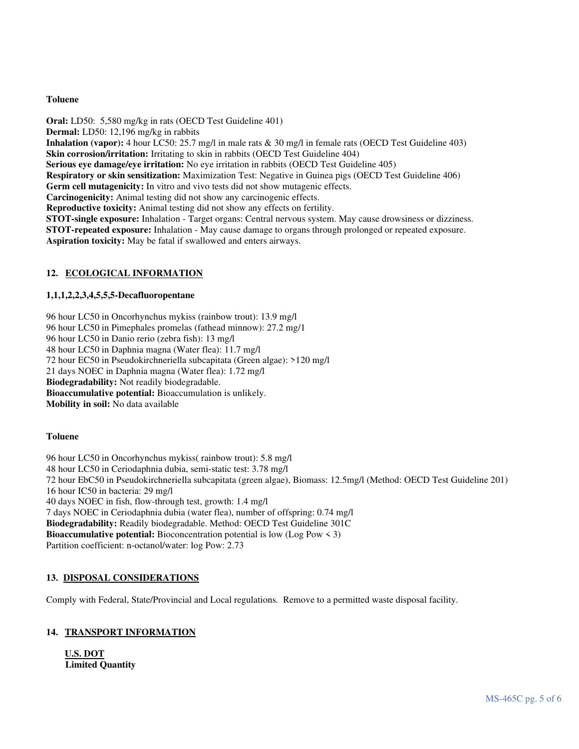**Toluene**

**Oral:** LD50: 5,580 mg/kg in rats (OECD Test Guideline 401)
**Dermal:** LD50: 12,196 mg/kg in rabbits
**Inhalation (vapor):** 4 hour LC50: 25.7 mg/l in male rats & 30 mg/l in female rats (OECD Test Guideline 403)
**Skin corrosion/irritation:** Irritating to skin in rabbits (OECD Test Guideline 404)
**Serious eye damage/eye irritation:** No eye irritation in rabbits (OECD Test Guideline 405)
**Respiratory or skin sensitization:** Maximization Test: Negative in Guinea pigs (OECD Test Guideline 406)
**Germ cell mutagenicity:** In vitro and vivo tests did not show mutagenic effects.
**Carcinogenicity:** Animal testing did not show any carcinogenic effects.
**Reproductive toxicity:** Animal testing did not show any effects on fertility.
**STOT-single exposure:** Inhalation - Target organs: Central nervous system. May cause drowsiness or dizziness.
**STOT-repeated exposure:** Inhalation - May cause damage to organs through prolonged or repeated exposure.
**Aspiration toxicity:** May be fatal if swallowed and enters airways.

## 12. ECOLOGICAL INFORMATION

**1,1,1,2,2,3,4,5,5,5-Decafluoropentane**

96 hour LC50 in Oncorhynchus mykiss (rainbow trout): 13.9 mg/l
96 hour LC50 in Pimephales promelas (fathead minnow): 27.2 mg/l
96 hour LC50 in Danio rerio (zebra fish): 13 mg/l
48 hour LC50 in Daphnia magna (Water flea): 11.7 mg/l
72 hour EC50 in Pseudokirchneriella subcapitata (Green algae): >120 mg/l
21 days NOEC in Daphnia magna (Water flea): 1.72 mg/l
**Biodegradability:** Not readily biodegradable.
**Bioaccumulative potential:** Bioaccumulation is unlikely.
**Mobility in soil:** No data available

**Toluene**

96 hour LC50 in Oncorhynchus mykiss( rainbow trout): 5.8 mg/l
48 hour LC50 in Ceriodaphnia dubia, semi-static test: 3.78 mg/l
72 hour EbC50 in Pseudokirchneriella subcapitata (green algae), Biomass: 12.5mg/l (Method: OECD Test Guideline 201)
16 hour IC50 in bacteria: 29 mg/l
40 days NOEC in fish, flow-through test, growth: 1.4 mg/l
7 days NOEC in Ceriodaphnia dubia (water flea), number of offspring: 0.74 mg/l
**Biodegradability:** Readily biodegradable. Method: OECD Test Guideline 301C
**Bioaccumulative potential:** Bioconcentration potential is low (Log Pow < 3)
Partition coefficient: n-octanol/water: log Pow: 2.73

## 13. DISPOSAL CONSIDERATIONS

Comply with Federal, State/Provincial and Local regulations. Remove to a permitted waste disposal facility.

## 14. TRANSPORT INFORMATION

**U.S. DOT**
**Limited Quantity**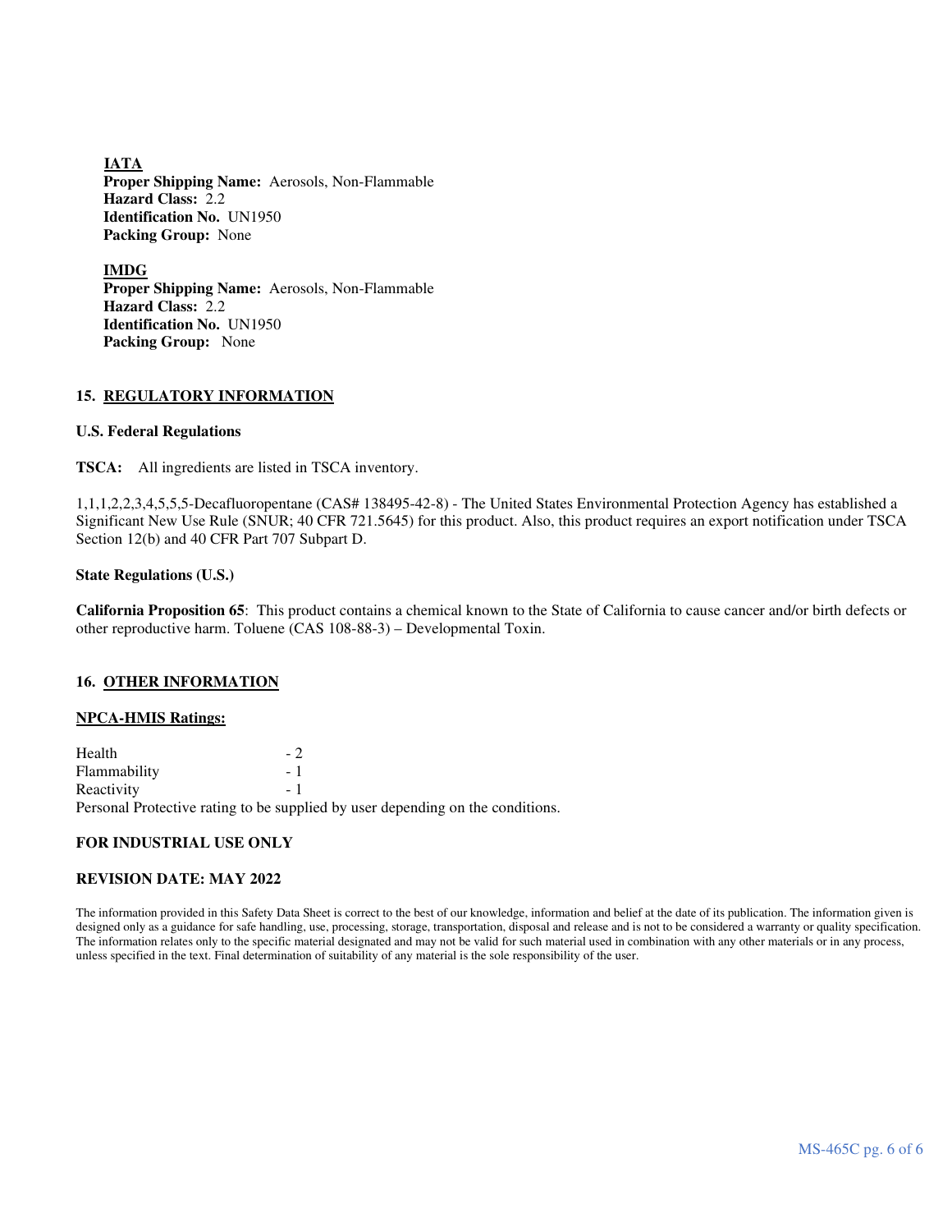**IATA**

**Proper Shipping Name:** Aerosols, Non-Flammable
**Hazard Class:** 2.2
**Identification No.** UN1950
**Packing Group:** None

**IMDG**

**Proper Shipping Name:** Aerosols, Non-Flammable
**Hazard Class:** 2.2
**Identification No.** UN1950
**Packing Group:** None

## 15. REGULATORY INFORMATION

**U.S. Federal Regulations**

**TSCA:** All ingredients are listed in TSCA inventory.

1,1,1,2,2,3,4,5,5,5-Decafluoropentane (CAS# 138495-42-8) - The United States Environmental Protection Agency has established a Significant New Use Rule (SNUR; 40 CFR 721.5645) for this product. Also, this product requires an export notification under TSCA Section 12(b) and 40 CFR Part 707 Subpart D.

**State Regulations (U.S.)**

**California Proposition 65**: This product contains a chemical known to the State of California to cause cancer and/or birth defects or other reproductive harm. Toluene (CAS 108-88-3) – Developmental Toxin.

## 16. OTHER INFORMATION

**NPCA-HMIS Ratings:**

| | |
|---|---|
| Health | - 2 |
| Flammability | - 1 |
| Reactivity | - 1 |

Personal Protective rating to be supplied by user depending on the conditions.

**FOR INDUSTRIAL USE ONLY**

**REVISION DATE: MAY 2022**

The information provided in this Safety Data Sheet is correct to the best of our knowledge, information and belief at the date of its publication. The information given is designed only as a guidance for safe handling, use, processing, storage, transportation, disposal and release and is not to be considered a warranty or quality specification. The information relates only to the specific material designated and may not be valid for such material used in combination with any other materials or in any process, unless specified in the text. Final determination of suitability of any material is the sole responsibility of the user.